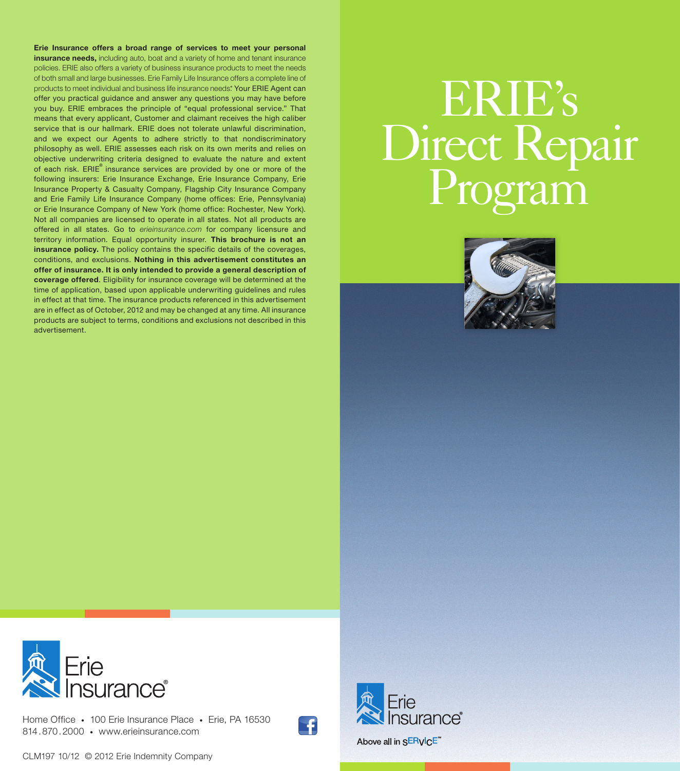**Erie Insurance offers a broad range of services to meet your personal insurance needs,** including auto, boat and a variety of home and tenant insurance policies. ERIE also offers a variety of business insurance products to meet the needs of both small and large businesses. Erie Family Life Insurance offers a complete line of products to meet individual and business life insurance needs.* Your ERIE Agent can offer you practical guidance and answer any questions you may have before you buy. ERIE embraces the principle of "equal professional service." That means that every applicant, Customer and claimant receives the high caliber service that is our hallmark. ERIE does not tolerate unlawful discrimination, and we expect our Agents to adhere strictly to that nondiscriminatory philosophy as well. ERIE assesses each risk on its own merits and relies on objective underwriting criteria designed to evaluate the nature and extent of each risk. ERIE® insurance services are provided by one or more of the following insurers: Erie Insurance Exchange, Erie Insurance Company, Erie Insurance Property & Casualty Company, Flagship City Insurance Company and Erie Family Life Insurance Company (home offices: Erie, Pennsylvania) or Erie Insurance Company of New York (home office: Rochester, New York). Not all companies are licensed to operate in all states. Not all products are offered in all states. Go to *erieinsurance.com* for company licensure and territory information. Equal opportunity insurer. **This brochure is not an insurance policy.** The policy contains the specific details of the coverages, conditions, and exclusions. **Nothing in this advertisement constitutes an offer of insurance. It is only intended to provide a general description of coverage offered**. Eligibility for insurance coverage will be determined at the time of application, based upon applicable underwriting guidelines and rules in effect at that time. The insurance products referenced in this advertisement are in effect as of October, 2012 and may be changed at any time. All insurance products are subject to terms, conditions and exclusions not described in this advertisement.

Erie Insurance®

Home Office • 100 Erie Insurance Place • Erie, PA 16530
814.870.2000 • www.erieinsurance.com

CLM197 10/12 © 2012 Erie Indemnity Company

# ERIE's Direct Repair Program

Erie Insurance®

Above all in SERVICE℠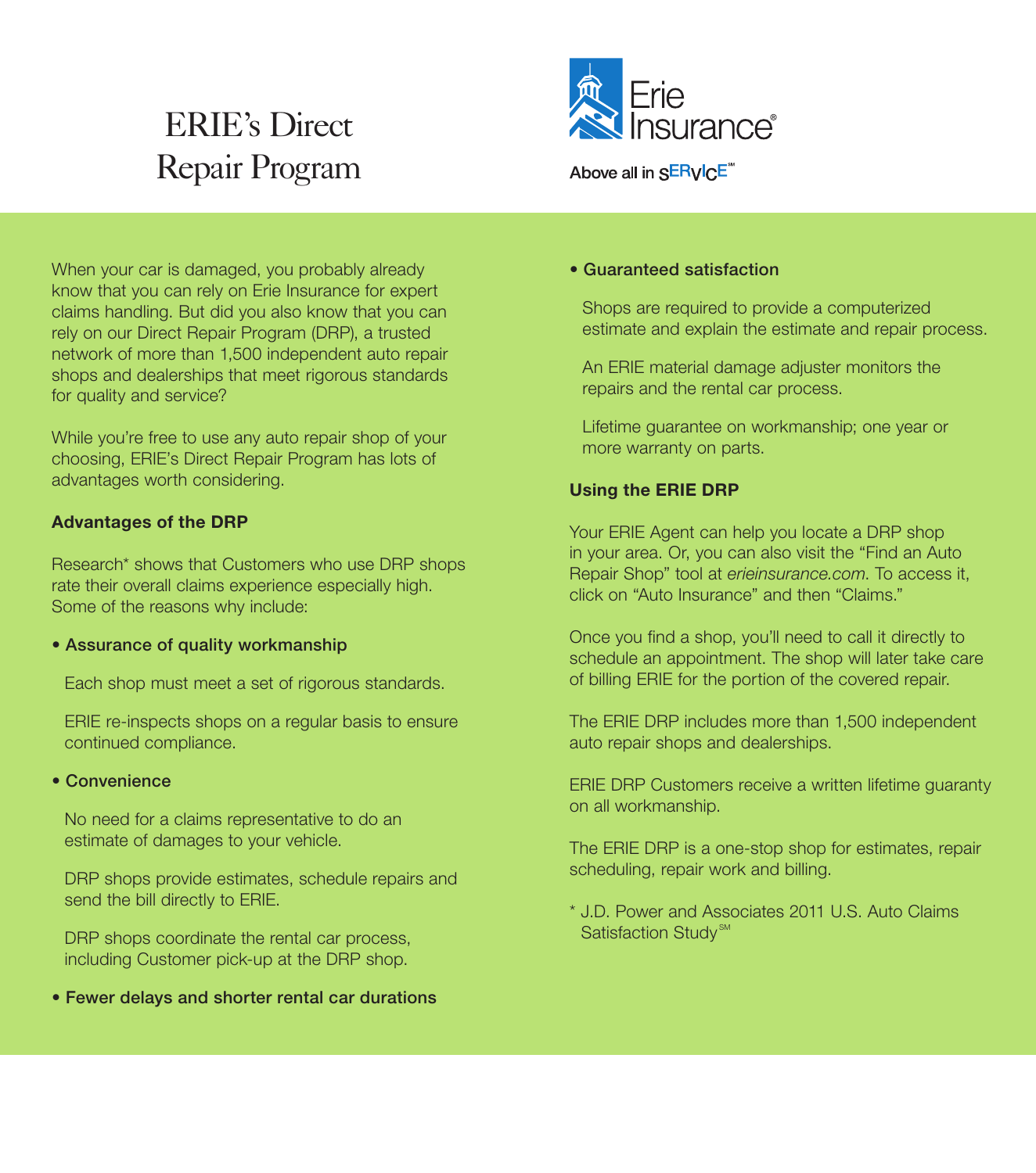# ERIE's Direct Repair Program

Erie Insurance®

Above all in SERVICE℠

When your car is damaged, you probably already know that you can rely on Erie Insurance for expert claims handling. But did you also know that you can rely on our Direct Repair Program (DRP), a trusted network of more than 1,500 independent auto repair shops and dealerships that meet rigorous standards for quality and service?

While you're free to use any auto repair shop of your choosing, ERIE's Direct Repair Program has lots of advantages worth considering.

**Advantages of the DRP**

Research* shows that Customers who use DRP shops rate their overall claims experience especially high. Some of the reasons why include:

- **Assurance of quality workmanship**

  Each shop must meet a set of rigorous standards.

  ERIE re-inspects shops on a regular basis to ensure continued compliance.

- **Convenience**

  No need for a claims representative to do an estimate of damages to your vehicle.

  DRP shops provide estimates, schedule repairs and send the bill directly to ERIE.

  DRP shops coordinate the rental car process, including Customer pick-up at the DRP shop.

- **Fewer delays and shorter rental car durations**

- **Guaranteed satisfaction**

  Shops are required to provide a computerized estimate and explain the estimate and repair process.

  An ERIE material damage adjuster monitors the repairs and the rental car process.

  Lifetime guarantee on workmanship; one year or more warranty on parts.

**Using the ERIE DRP**

Your ERIE Agent can help you locate a DRP shop in your area. Or, you can also visit the "Find an Auto Repair Shop" tool at *erieinsurance.com*. To access it, click on "Auto Insurance" and then "Claims."

Once you find a shop, you'll need to call it directly to schedule an appointment. The shop will later take care of billing ERIE for the portion of the covered repair.

The ERIE DRP includes more than 1,500 independent auto repair shops and dealerships.

ERIE DRP Customers receive a written lifetime guaranty on all workmanship.

The ERIE DRP is a one-stop shop for estimates, repair scheduling, repair work and billing.

\* J.D. Power and Associates 2011 U.S. Auto Claims Satisfaction Study℠